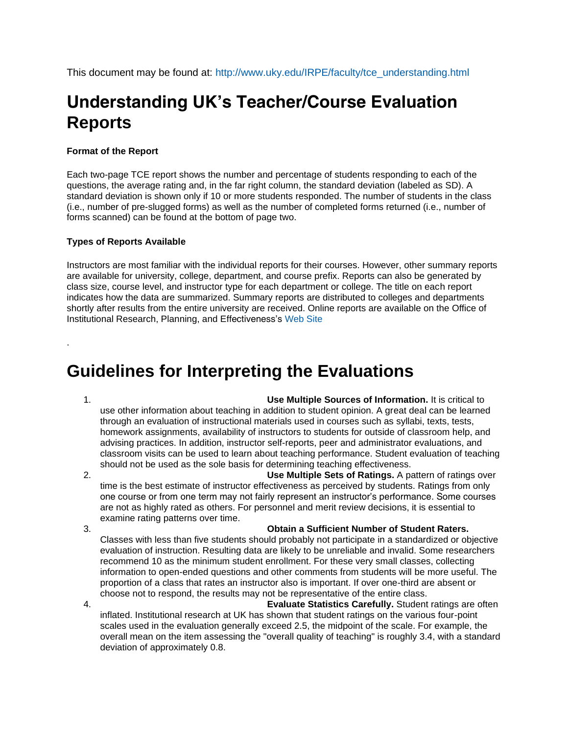This document may be found at: http://www.uky.edu/IRPE/faculty/tce_understanding.html

# Understanding UK's Teacher/Course Evaluation Reports

**Format of the Report**

Each two-page TCE report shows the number and percentage of students responding to each of the questions, the average rating and, in the far right column, the standard deviation (labeled as SD). A standard deviation is shown only if 10 or more students responded. The number of students in the class (i.e., number of pre-slugged forms) as well as the number of completed forms returned (i.e., number of forms scanned) can be found at the bottom of page two.

**Types of Reports Available**

Instructors are most familiar with the individual reports for their courses. However, other summary reports are available for university, college, department, and course prefix. Reports can also be generated by class size, course level, and instructor type for each department or college. The title on each report indicates how the data are summarized. Summary reports are distributed to colleges and departments shortly after results from the entire university are received. Online reports are available on the Office of Institutional Research, Planning, and Effectiveness's Web Site

.

# Guidelines for Interpreting the Evaluations

1. **Use Multiple Sources of Information.** It is critical to use other information about teaching in addition to student opinion. A great deal can be learned through an evaluation of instructional materials used in courses such as syllabi, texts, tests, homework assignments, availability of instructors to students for outside of classroom help, and advising practices. In addition, instructor self-reports, peer and administrator evaluations, and classroom visits can be used to learn about teaching performance. Student evaluation of teaching should not be used as the sole basis for determining teaching effectiveness.
2. **Use Multiple Sets of Ratings.** A pattern of ratings over time is the best estimate of instructor effectiveness as perceived by students. Ratings from only one course or from one term may not fairly represent an instructor's performance. Some courses are not as highly rated as others. For personnel and merit review decisions, it is essential to examine rating patterns over time.
3. **Obtain a Sufficient Number of Student Raters.** Classes with less than five students should probably not participate in a standardized or objective evaluation of instruction. Resulting data are likely to be unreliable and invalid. Some researchers recommend 10 as the minimum student enrollment. For these very small classes, collecting information to open-ended questions and other comments from students will be more useful. The proportion of a class that rates an instructor also is important. If over one-third are absent or choose not to respond, the results may not be representative of the entire class.
4. **Evaluate Statistics Carefully.** Student ratings are often inflated. Institutional research at UK has shown that student ratings on the various four-point scales used in the evaluation generally exceed 2.5, the midpoint of the scale. For example, the overall mean on the item assessing the "overall quality of teaching" is roughly 3.4, with a standard deviation of approximately 0.8.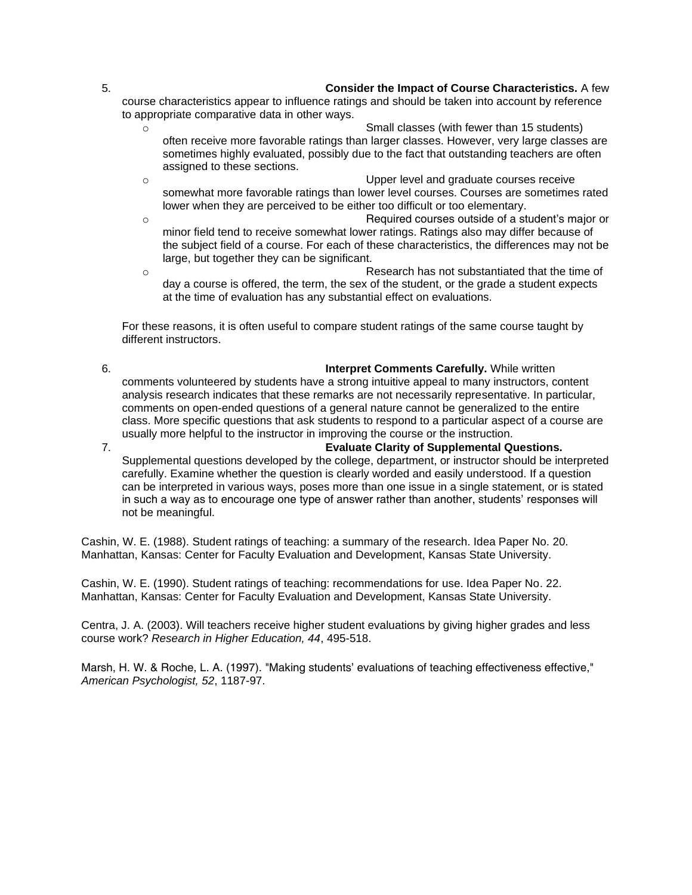5. **Consider the Impact of Course Characteristics.** A few course characteristics appear to influence ratings and should be taken into account by reference to appropriate comparative data in other ways.
   - Small classes (with fewer than 15 students) often receive more favorable ratings than larger classes. However, very large classes are sometimes highly evaluated, possibly due to the fact that outstanding teachers are often assigned to these sections.
   - Upper level and graduate courses receive somewhat more favorable ratings than lower level courses. Courses are sometimes rated lower when they are perceived to be either too difficult or too elementary.
   - Required courses outside of a student's major or minor field tend to receive somewhat lower ratings. Ratings also may differ because of the subject field of a course. For each of these characteristics, the differences may not be large, but together they can be significant.
   - Research has not substantiated that the time of day a course is offered, the term, the sex of the student, or the grade a student expects at the time of evaluation has any substantial effect on evaluations.

   For these reasons, it is often useful to compare student ratings of the same course taught by different instructors.

6. **Interpret Comments Carefully.** While written comments volunteered by students have a strong intuitive appeal to many instructors, content analysis research indicates that these remarks are not necessarily representative. In particular, comments on open-ended questions of a general nature cannot be generalized to the entire class. More specific questions that ask students to respond to a particular aspect of a course are usually more helpful to the instructor in improving the course or the instruction.
7. **Evaluate Clarity of Supplemental Questions.** Supplemental questions developed by the college, department, or instructor should be interpreted carefully. Examine whether the question is clearly worded and easily understood. If a question can be interpreted in various ways, poses more than one issue in a single statement, or is stated in such a way as to encourage one type of answer rather than another, students' responses will not be meaningful.

Cashin, W. E. (1988). Student ratings of teaching: a summary of the research. Idea Paper No. 20. Manhattan, Kansas: Center for Faculty Evaluation and Development, Kansas State University.

Cashin, W. E. (1990). Student ratings of teaching: recommendations for use. Idea Paper No. 22. Manhattan, Kansas: Center for Faculty Evaluation and Development, Kansas State University.

Centra, J. A. (2003). Will teachers receive higher student evaluations by giving higher grades and less course work? *Research in Higher Education, 44*, 495-518.

Marsh, H. W. & Roche, L. A. (1997). "Making students' evaluations of teaching effectiveness effective," *American Psychologist, 52*, 1187-97.